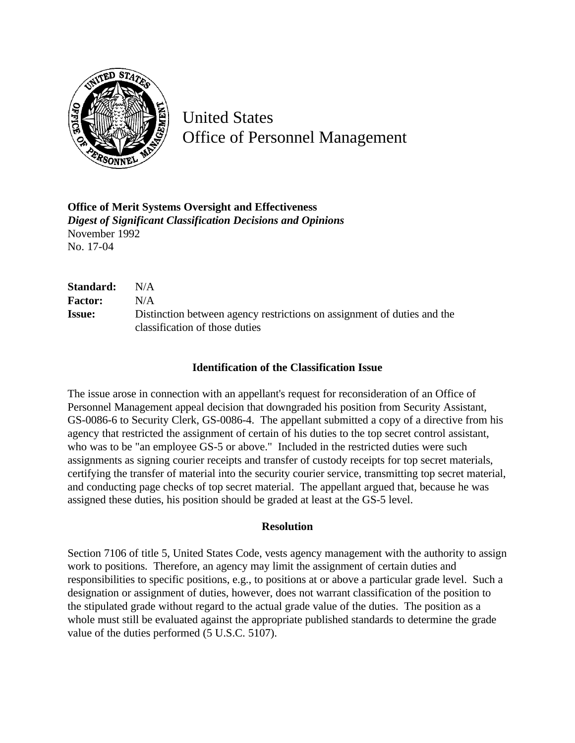United States
Office of Personnel Management

**Office of Merit Systems Oversight and Effectiveness**
***Digest of Significant Classification Decisions and Opinions***
November 1992
No. 17-04

| | |
|---|---|
| **Standard:** | N/A |
| **Factor:** | N/A |
| **Issue:** | Distinction between agency restrictions on assignment of duties and the classification of those duties |

## Identification of the Classification Issue

The issue arose in connection with an appellant's request for reconsideration of an Office of Personnel Management appeal decision that downgraded his position from Security Assistant, GS-0086-6 to Security Clerk, GS-0086-4. The appellant submitted a copy of a directive from his agency that restricted the assignment of certain of his duties to the top secret control assistant, who was to be "an employee GS-5 or above." Included in the restricted duties were such assignments as signing courier receipts and transfer of custody receipts for top secret materials, certifying the transfer of material into the security courier service, transmitting top secret material, and conducting page checks of top secret material. The appellant argued that, because he was assigned these duties, his position should be graded at least at the GS-5 level.

## Resolution

Section 7106 of title 5, United States Code, vests agency management with the authority to assign work to positions. Therefore, an agency may limit the assignment of certain duties and responsibilities to specific positions, e.g., to positions at or above a particular grade level. Such a designation or assignment of duties, however, does not warrant classification of the position to the stipulated grade without regard to the actual grade value of the duties. The position as a whole must still be evaluated against the appropriate published standards to determine the grade value of the duties performed (5 U.S.C. 5107).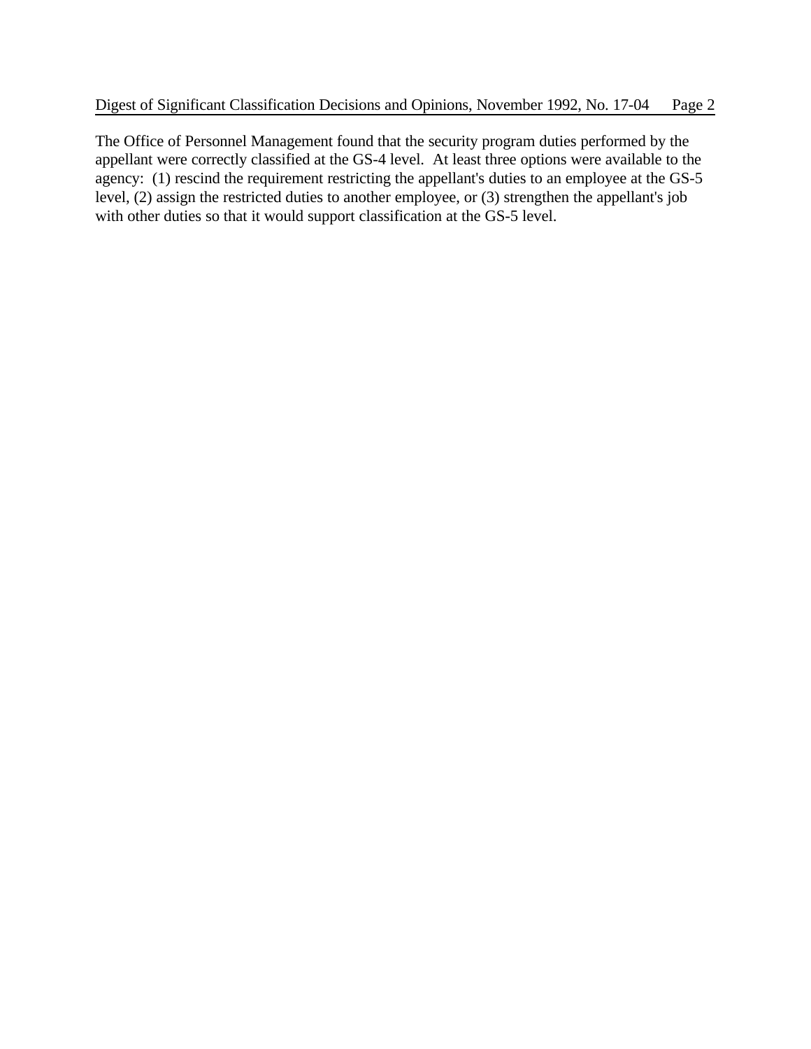The Office of Personnel Management found that the security program duties performed by the appellant were correctly classified at the GS-4 level. At least three options were available to the agency: (1) rescind the requirement restricting the appellant's duties to an employee at the GS-5 level, (2) assign the restricted duties to another employee, or (3) strengthen the appellant's job with other duties so that it would support classification at the GS-5 level.